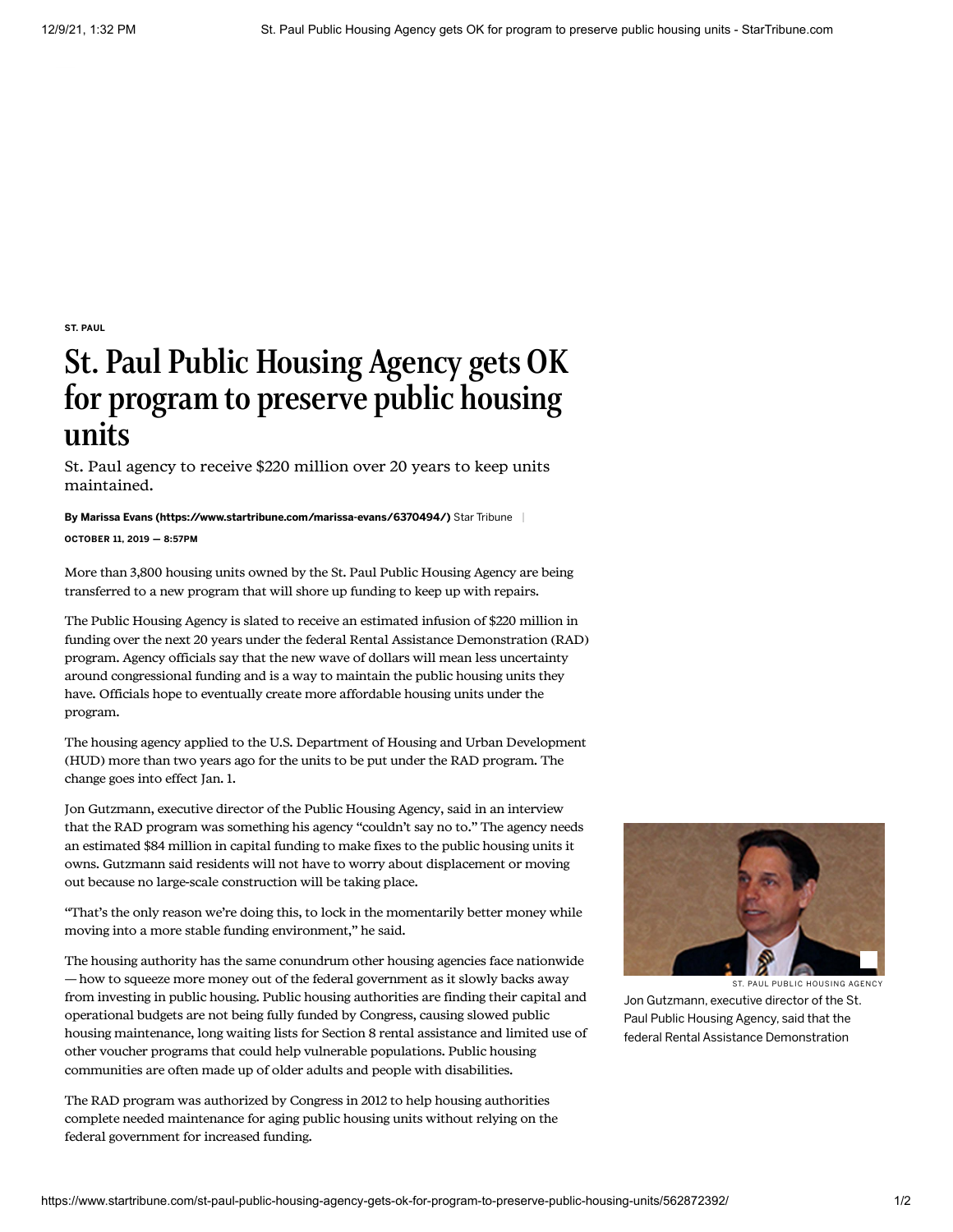ST. PAUL

# St. Paul Public Housing Agency gets OK for program to preserve public housing units

St. Paul agency to receive $220 million over 20 years to keep units maintained.

**By Marissa Evans (https://www.startribune.com/marissa-evans/6370494/)** Star Tribune

**OCTOBER 11, 2019 — 8:57PM**

More than 3,800 housing units owned by the St. Paul Public Housing Agency are being transferred to a new program that will shore up funding to keep up with repairs.

The Public Housing Agency is slated to receive an estimated infusion of $220 million in funding over the next 20 years under the federal Rental Assistance Demonstration (RAD) program. Agency officials say that the new wave of dollars will mean less uncertainty around congressional funding and is a way to maintain the public housing units they have. Officials hope to eventually create more affordable housing units under the program.

The housing agency applied to the U.S. Department of Housing and Urban Development (HUD) more than two years ago for the units to be put under the RAD program. The change goes into effect Jan. 1.

Jon Gutzmann, executive director of the Public Housing Agency, said in an interview that the RAD program was something his agency "couldn't say no to." The agency needs an estimated $84 million in capital funding to make fixes to the public housing units it owns. Gutzmann said residents will not have to worry about displacement or moving out because no large-scale construction will be taking place.

"That's the only reason we're doing this, to lock in the momentarily better money while moving into a more stable funding environment," he said.

ST. PAUL PUBLIC HOUSING AGENCY

Jon Gutzmann, executive director of the St. Paul Public Housing Agency, said that the federal Rental Assistance Demonstration

The housing authority has the same conundrum other housing agencies face nationwide — how to squeeze more money out of the federal government as it slowly backs away from investing in public housing. Public housing authorities are finding their capital and operational budgets are not being fully funded by Congress, causing slowed public housing maintenance, long waiting lists for Section 8 rental assistance and limited use of other voucher programs that could help vulnerable populations. Public housing communities are often made up of older adults and people with disabilities.

The RAD program was authorized by Congress in 2012 to help housing authorities complete needed maintenance for aging public housing units without relying on the federal government for increased funding.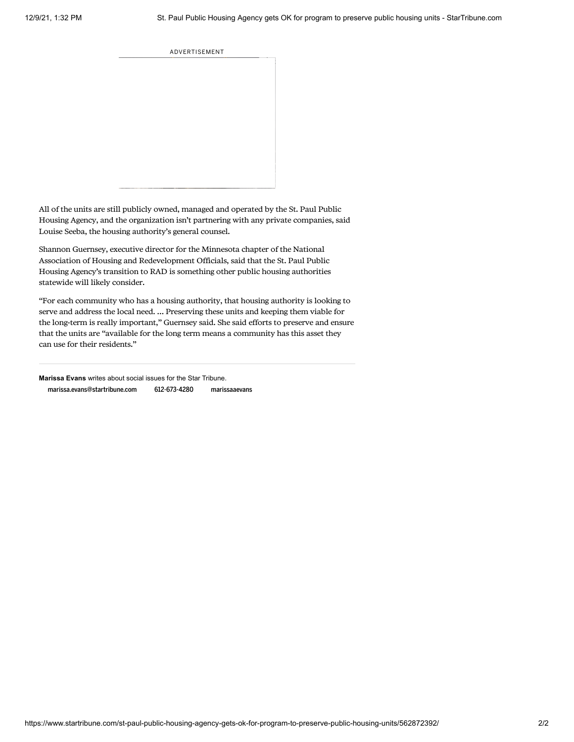All of the units are still publicly owned, managed and operated by the St. Paul Public Housing Agency, and the organization isn't partnering with any private companies, said Louise Seeba, the housing authority's general counsel.

Shannon Guernsey, executive director for the Minnesota chapter of the National Association of Housing and Redevelopment Officials, said that the St. Paul Public Housing Agency's transition to RAD is something other public housing authorities statewide will likely consider.

"For each community who has a housing authority, that housing authority is looking to serve and address the local need. ... Preserving these units and keeping them viable for the long-term is really important," Guernsey said. She said efforts to preserve and ensure that the units are "available for the long term means a community has this asset they can use for their residents."

---

**Marissa Evans** writes about social issues for the Star Tribune.

marissa.evans@startribune.com 612-673-4280 marissaaevans